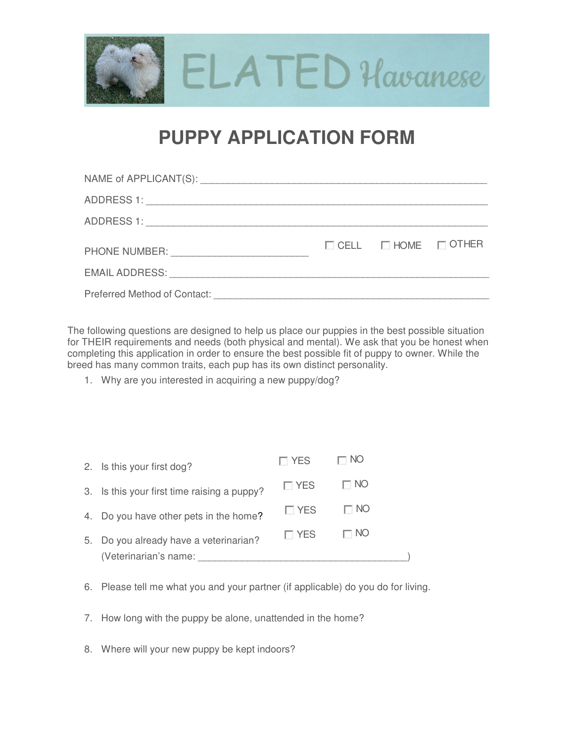ELATED Havanese

# PUPPY APPLICATION FORM

NAME of APPLICANT(S): ____________________________________________________

ADDRESS 1: ____________________________________________________________

ADDRESS 1: ____________________________________________________________

PHONE NUMBER: ________________________ ☐ CELL ☐ HOME ☐ OTHER

EMAIL ADDRESS: _________________________________________________________

Preferred Method of Contact: ________________________________________________

The following questions are designed to help us place our puppies in the best possible situation for THEIR requirements and needs (both physical and mental). We ask that you be honest when completing this application in order to ensure the best possible fit of puppy to owner. While the breed has many common traits, each pup has its own distinct personality.

1. Why are you interested in acquiring a new puppy/dog?

2. Is this your first dog? ☐ YES ☐ NO
3. Is this your first time raising a puppy? ☐ YES ☐ NO
4. Do you have other pets in the home? ☐ YES ☐ NO
5. Do you already have a veterinarian? ☐ YES ☐ NO
   (Veterinarian's name: _____________________________________)
6. Please tell me what you and your partner (if applicable) do you do for living.
7. How long with the puppy be alone, unattended in the home?
8. Where will your new puppy be kept indoors?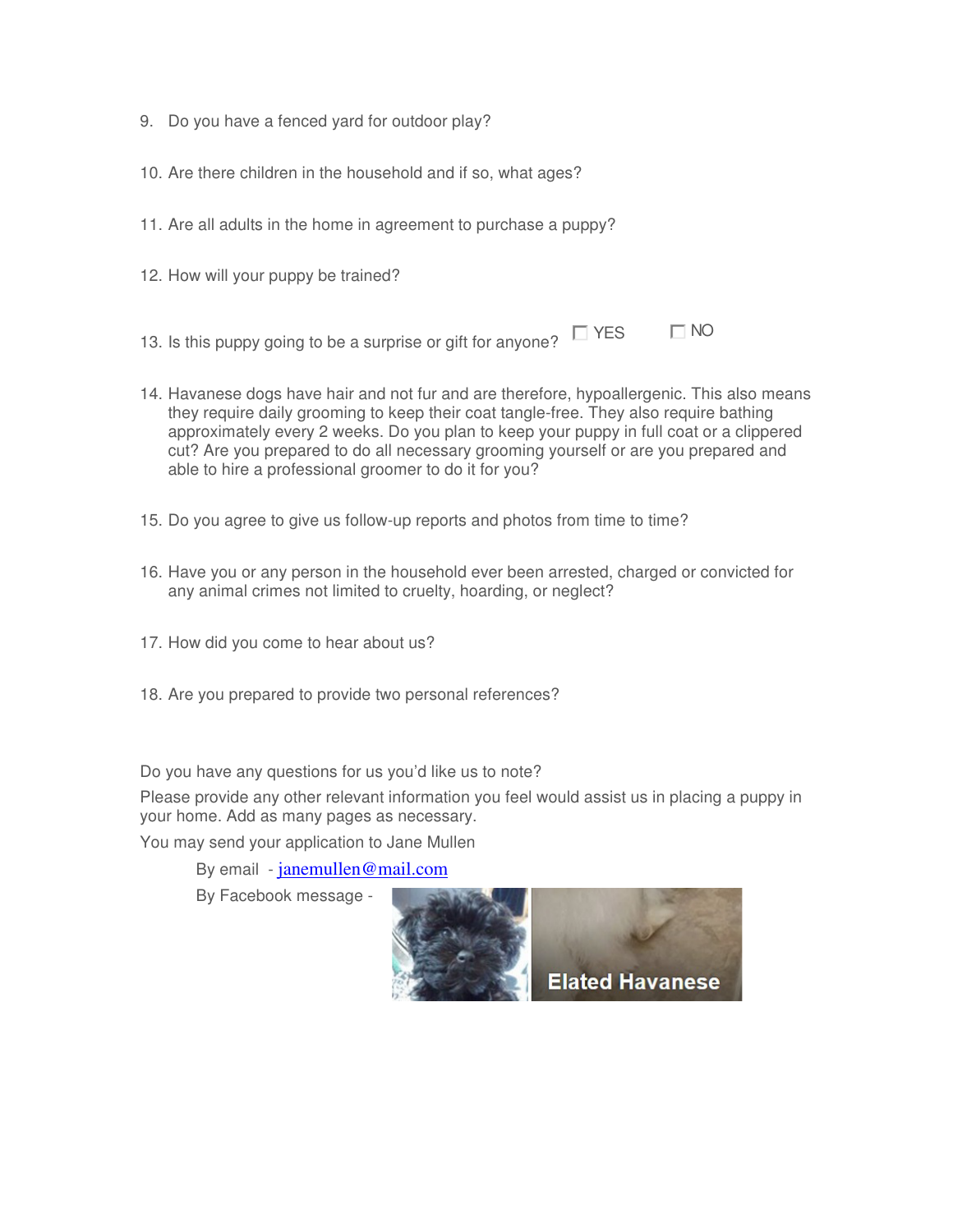9. Do you have a fenced yard for outdoor play?

10. Are there children in the household and if so, what ages?

11. Are all adults in the home in agreement to purchase a puppy?

12. How will your puppy be trained?

13. Is this puppy going to be a surprise or gift for anyone? ☐ YES ☐ NO

14. Havanese dogs have hair and not fur and are therefore, hypoallergenic. This also means they require daily grooming to keep their coat tangle-free. They also require bathing approximately every 2 weeks. Do you plan to keep your puppy in full coat or a clippered cut? Are you prepared to do all necessary grooming yourself or are you prepared and able to hire a professional groomer to do it for you?

15. Do you agree to give us follow-up reports and photos from time to time?

16. Have you or any person in the household ever been arrested, charged or convicted for any animal crimes not limited to cruelty, hoarding, or neglect?

17. How did you come to hear about us?

18. Are you prepared to provide two personal references?

Do you have any questions for us you'd like us to note?

Please provide any other relevant information you feel would assist us in placing a puppy in your home. Add as many pages as necessary.

You may send your application to Jane Mullen

By email - janemullen@mail.com

By Facebook message - Elated Havanese